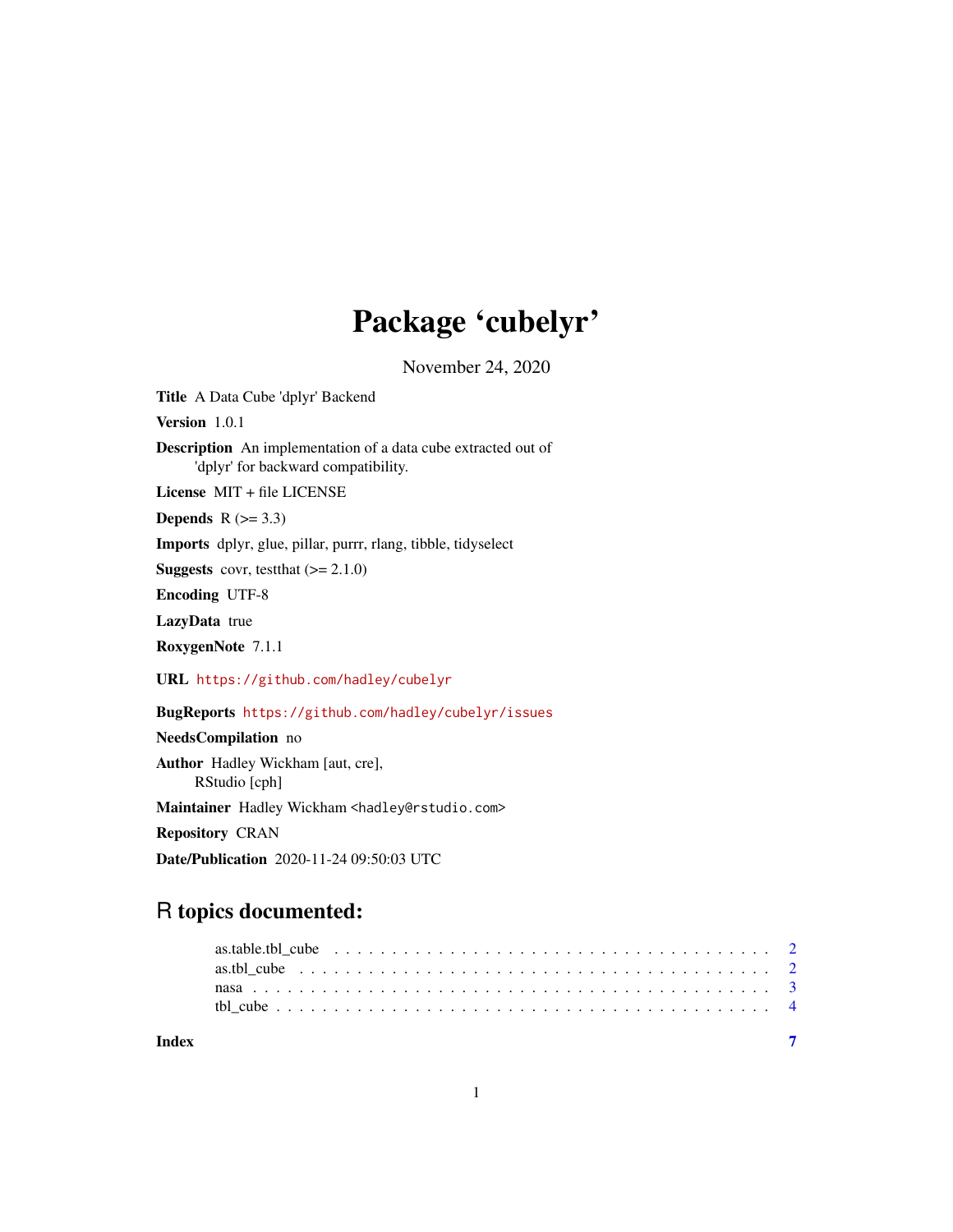# Package 'cubelyr'

November 24, 2020

**Title** A Data Cube 'dplyr' Backend

**Version** 1.0.1

**Description** An implementation of a data cube extracted out of 'dplyr' for backward compatibility.

**License** MIT + file LICENSE

**Depends** R (>= 3.3)

**Imports** dplyr, glue, pillar, purrr, rlang, tibble, tidyselect

**Suggests** covr, testthat (>= 2.1.0)

**Encoding** UTF-8

**LazyData** true

**RoxygenNote** 7.1.1

**URL** https://github.com/hadley/cubelyr

**BugReports** https://github.com/hadley/cubelyr/issues

**NeedsCompilation** no

**Author** Hadley Wickham [aut, cre], RStudio [cph]

**Maintainer** Hadley Wickham <hadley@rstudio.com>

**Repository** CRAN

**Date/Publication** 2020-11-24 09:50:03 UTC

## R topics documented:

- as.table.tbl_cube . . . . . 2
- as.tbl_cube . . . . . 2
- nasa . . . . . 3
- tbl_cube . . . . . 4

**Index** 7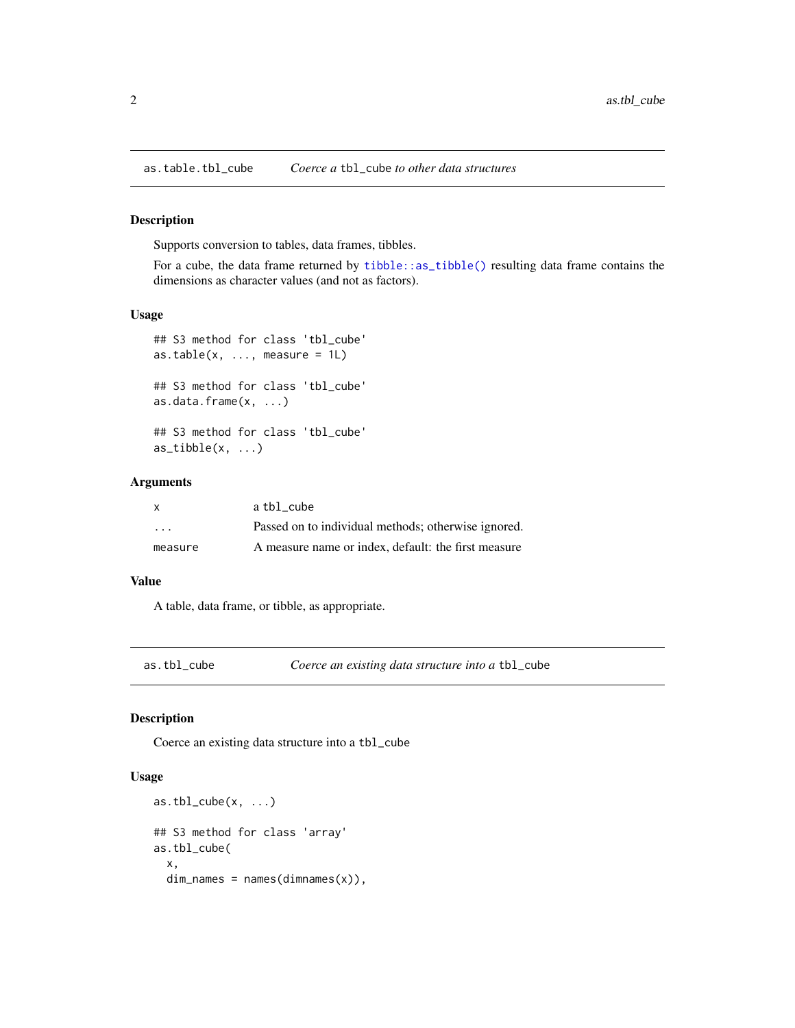## as.table.tbl_cube — *Coerce a `tbl_cube` to other data structures*

### Description

Supports conversion to tables, data frames, tibbles.

For a cube, the data frame returned by `tibble::as_tibble()` resulting data frame contains the dimensions as character values (and not as factors).

### Usage

```
## S3 method for class 'tbl_cube'
as.table(x, ..., measure = 1L)

## S3 method for class 'tbl_cube'
as.data.frame(x, ...)

## S3 method for class 'tbl_cube'
as_tibble(x, ...)
```

### Arguments

| | |
|---|---|
| `x` | a `tbl_cube` |
| `...` | Passed on to individual methods; otherwise ignored. |
| `measure` | A measure name or index, default: the first measure |

### Value

A table, data frame, or tibble, as appropriate.

## as.tbl_cube — *Coerce an existing data structure into a `tbl_cube`*

### Description

Coerce an existing data structure into a `tbl_cube`

### Usage

```
as.tbl_cube(x, ...)

## S3 method for class 'array'
as.tbl_cube(
  x,
  dim_names = names(dimnames(x)),
```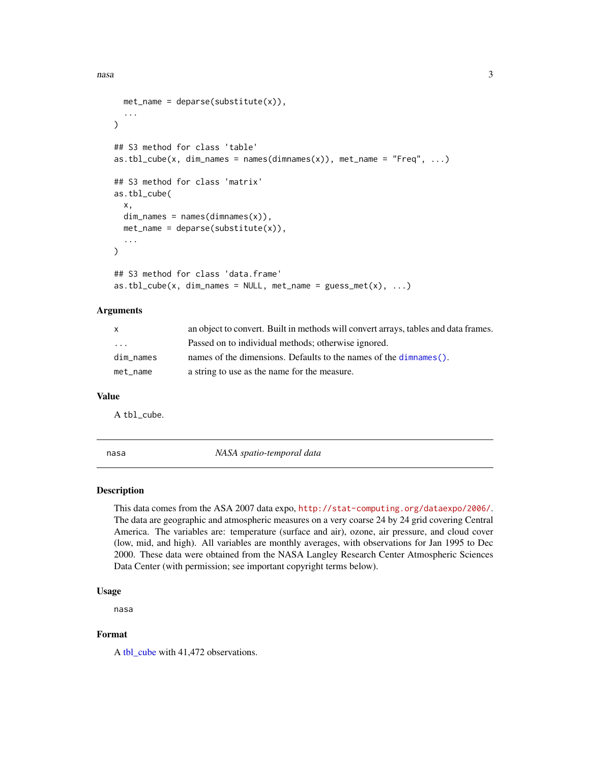```
  met_name = deparse(substitute(x)),
  ...
)

## S3 method for class 'table'
as.tbl_cube(x, dim_names = names(dimnames(x)), met_name = "Freq", ...)

## S3 method for class 'matrix'
as.tbl_cube(
  x,
  dim_names = names(dimnames(x)),
  met_name = deparse(substitute(x)),
  ...
)

## S3 method for class 'data.frame'
as.tbl_cube(x, dim_names = NULL, met_name = guess_met(x), ...)
```

### Arguments

| | |
|---|---|
| x | an object to convert. Built in methods will convert arrays, tables and data frames. |
| ... | Passed on to individual methods; otherwise ignored. |
| dim_names | names of the dimensions. Defaults to the names of the dimnames(). |
| met_name | a string to use as the name for the measure. |

### Value

A tbl_cube.

---

## nasa *NASA spatio-temporal data*

### Description

This data comes from the ASA 2007 data expo, http://stat-computing.org/dataexpo/2006/. The data are geographic and atmospheric measures on a very coarse 24 by 24 grid covering Central America. The variables are: temperature (surface and air), ozone, air pressure, and cloud cover (low, mid, and high). All variables are monthly averages, with observations for Jan 1995 to Dec 2000. These data were obtained from the NASA Langley Research Center Atmospheric Sciences Data Center (with permission; see important copyright terms below).

### Usage

```
nasa
```

### Format

A tbl_cube with 41,472 observations.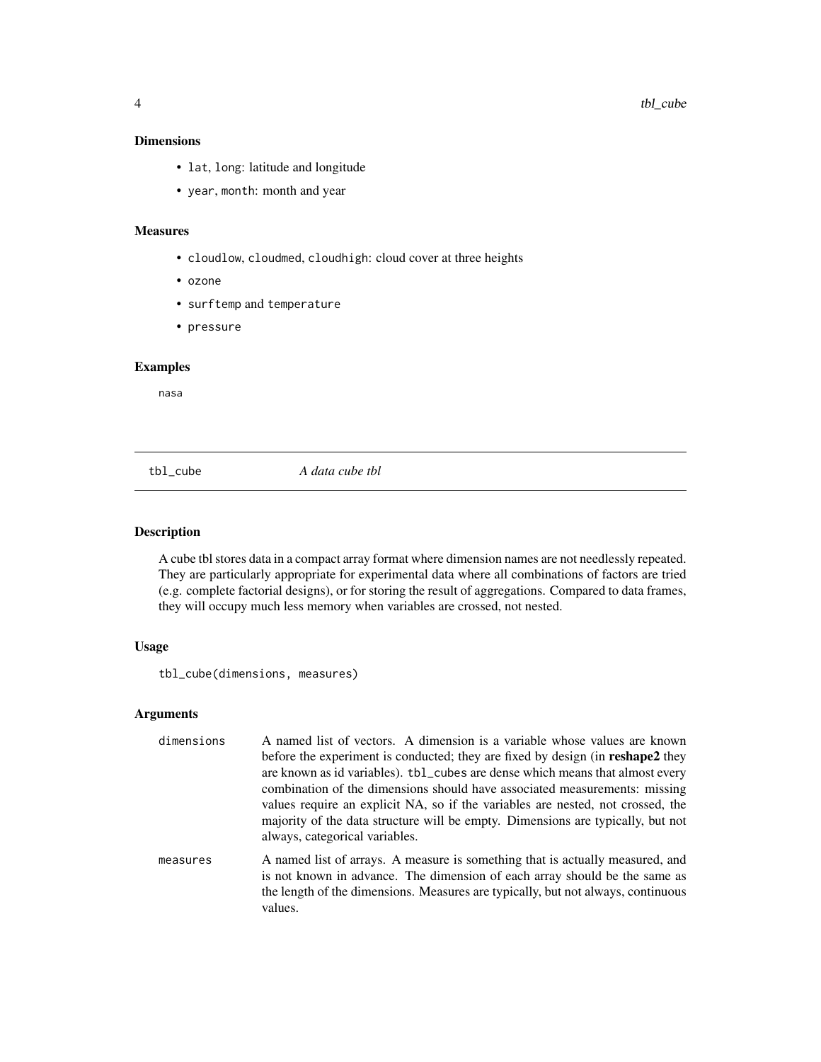### Dimensions

- `lat`, `long`: latitude and longitude
- `year`, `month`: month and year

### Measures

- `cloudlow`, `cloudmed`, `cloudhigh`: cloud cover at three heights
- `ozone`
- `surftemp` and `temperature`
- `pressure`

### Examples

```
nasa
```

---

## tbl_cube    *A data cube tbl*

---

### Description

A cube tbl stores data in a compact array format where dimension names are not needlessly repeated. They are particularly appropriate for experimental data where all combinations of factors are tried (e.g. complete factorial designs), or for storing the result of aggregations. Compared to data frames, they will occupy much less memory when variables are crossed, not nested.

### Usage

```
tbl_cube(dimensions, measures)
```

### Arguments

| | |
|---|---|
| `dimensions` | A named list of vectors. A dimension is a variable whose values are known before the experiment is conducted; they are fixed by design (in **reshape2** they are known as id variables). `tbl_cubes` are dense which means that almost every combination of the dimensions should have associated measurements: missing values require an explicit NA, so if the variables are nested, not crossed, the majority of the data structure will be empty. Dimensions are typically, but not always, categorical variables. |
| `measures` | A named list of arrays. A measure is something that is actually measured, and is not known in advance. The dimension of each array should be the same as the length of the dimensions. Measures are typically, but not always, continuous values. |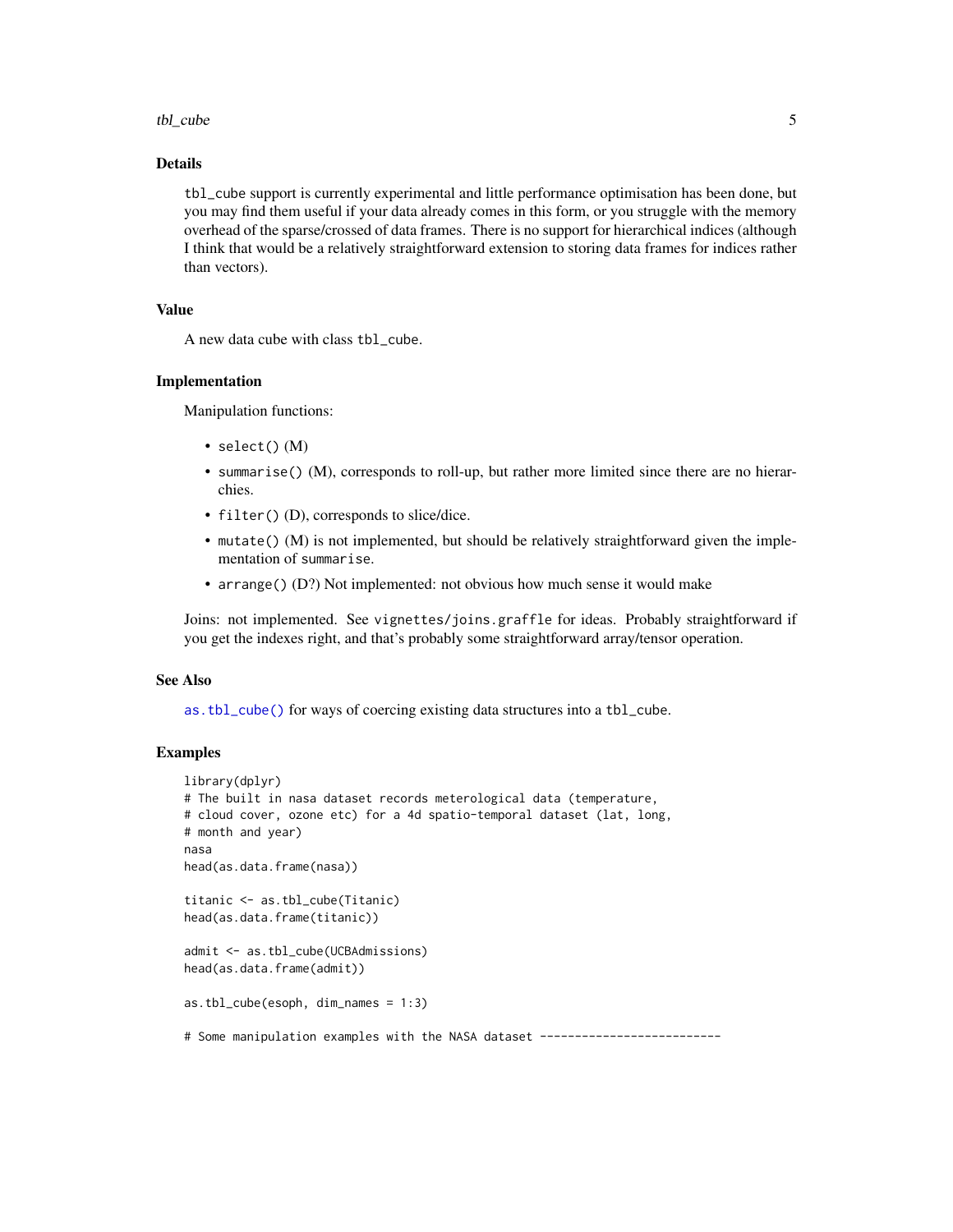## Details

`tbl_cube` support is currently experimental and little performance optimisation has been done, but you may find them useful if your data already comes in this form, or you struggle with the memory overhead of the sparse/crossed of data frames. There is no support for hierarchical indices (although I think that would be a relatively straightforward extension to storing data frames for indices rather than vectors).

## Value

A new data cube with class `tbl_cube`.

## Implementation

Manipulation functions:

- `select()` (M)
- `summarise()` (M), corresponds to roll-up, but rather more limited since there are no hierarchies.
- `filter()` (D), corresponds to slice/dice.
- `mutate()` (M) is not implemented, but should be relatively straightforward given the implementation of `summarise`.
- `arrange()` (D?) Not implemented: not obvious how much sense it would make

Joins: not implemented. See `vignettes/joins.graffle` for ideas. Probably straightforward if you get the indexes right, and that's probably some straightforward array/tensor operation.

## See Also

`as.tbl_cube()` for ways of coercing existing data structures into a `tbl_cube`.

## Examples

```
library(dplyr)
# The built in nasa dataset records meterological data (temperature,
# cloud cover, ozone etc) for a 4d spatio-temporal dataset (lat, long,
# month and year)
nasa
head(as.data.frame(nasa))

titanic <- as.tbl_cube(Titanic)
head(as.data.frame(titanic))

admit <- as.tbl_cube(UCBAdmissions)
head(as.data.frame(admit))

as.tbl_cube(esoph, dim_names = 1:3)

# Some manipulation examples with the NASA dataset --------------------------
```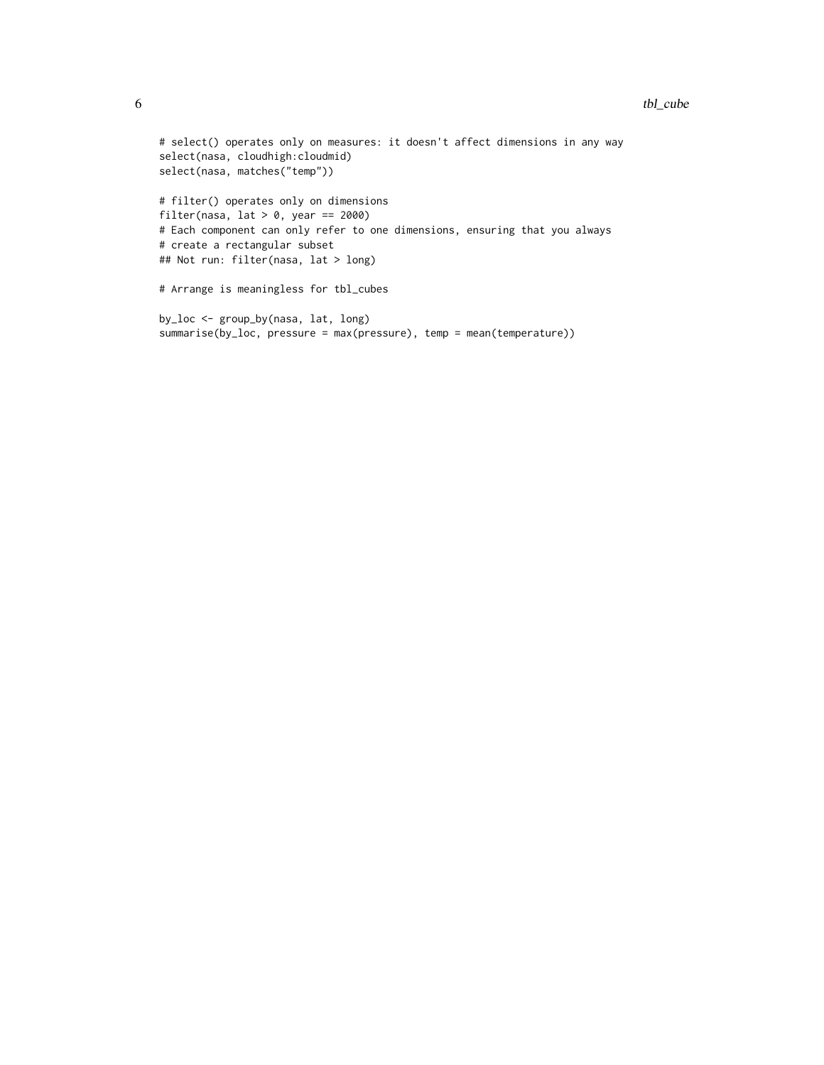```
# select() operates only on measures: it doesn't affect dimensions in any way
select(nasa, cloudhigh:cloudmid)
select(nasa, matches("temp"))

# filter() operates only on dimensions
filter(nasa, lat > 0, year == 2000)
# Each component can only refer to one dimensions, ensuring that you always
# create a rectangular subset
## Not run: filter(nasa, lat > long)

# Arrange is meaningless for tbl_cubes

by_loc <- group_by(nasa, lat, long)
summarise(by_loc, pressure = max(pressure), temp = mean(temperature))
```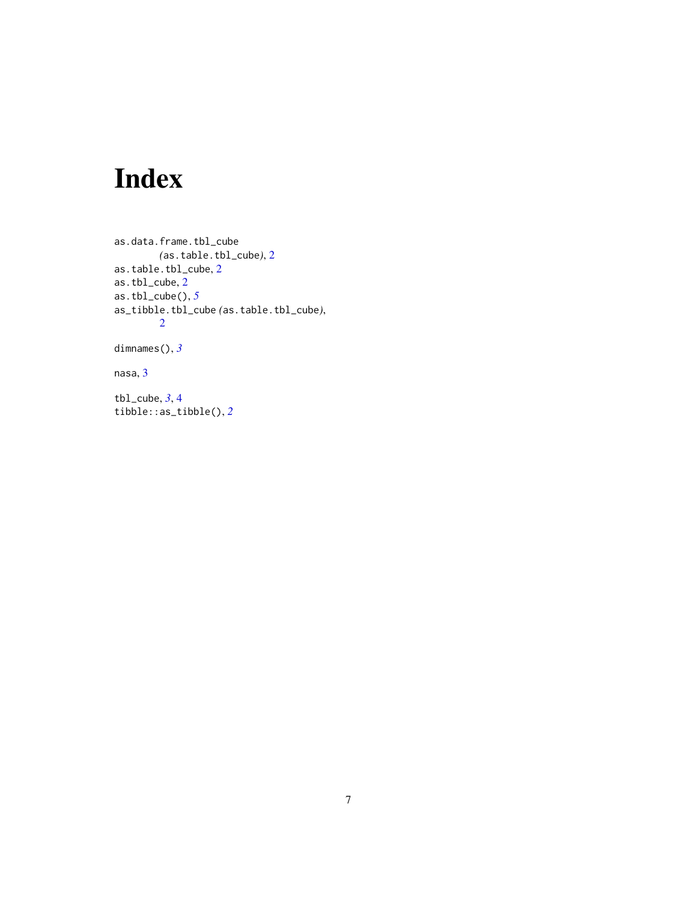# Index

as.data.frame.tbl_cube (as.table.tbl_cube), 2
as.table.tbl_cube, 2
as.tbl_cube, 2
as.tbl_cube(), *5*
as_tibble.tbl_cube (as.table.tbl_cube), 2

dimnames(), *3*

nasa, 3

tbl_cube, *3*, 4
tibble::as_tibble(), *2*